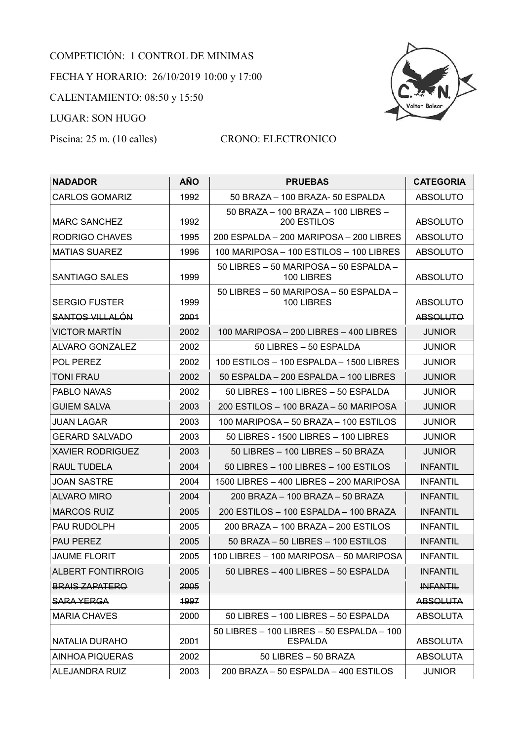COMPETICIÓN: 1 CONTROL DE MINIMAS

FECHA Y HORARIO: 26/10/2019 10:00 y 17:00

CALENTAMIENTO: 08:50 y 15:50

LUGAR: SON HUGO

Piscina: 25 m. (10 calles) CRONO: ELECTRONICO

| NADADOR | AÑO | PRUEBAS | CATEGORIA |
|---|---|---|---|
| CARLOS GOMARIZ | 1992 | 50 BRAZA – 100 BRAZA- 50 ESPALDA | ABSOLUTO |
| MARC SANCHEZ | 1992 | 50 BRAZA – 100 BRAZA – 100 LIBRES – 200 ESTILOS | ABSOLUTO |
| RODRIGO CHAVES | 1995 | 200 ESPALDA – 200 MARIPOSA – 200 LIBRES | ABSOLUTO |
| MATIAS SUAREZ | 1996 | 100 MARIPOSA – 100 ESTILOS – 100 LIBRES | ABSOLUTO |
| SANTIAGO SALES | 1999 | 50 LIBRES – 50 MARIPOSA – 50 ESPALDA – 100 LIBRES | ABSOLUTO |
| SERGIO FUSTER | 1999 | 50 LIBRES – 50 MARIPOSA – 50 ESPALDA – 100 LIBRES | ABSOLUTO |
| ~~SANTOS VILLALÓN~~ | ~~2001~~ | | ~~ABSOLUTO~~ |
| VICTOR MARTÍN | 2002 | 100 MARIPOSA – 200 LIBRES – 400 LIBRES | JUNIOR |
| ALVARO GONZALEZ | 2002 | 50 LIBRES – 50 ESPALDA | JUNIOR |
| POL PEREZ | 2002 | 100 ESTILOS – 100 ESPALDA – 1500 LIBRES | JUNIOR |
| TONI FRAU | 2002 | 50 ESPALDA – 200 ESPALDA – 100 LIBRES | JUNIOR |
| PABLO NAVAS | 2002 | 50 LIBRES – 100 LIBRES – 50 ESPALDA | JUNIOR |
| GUIEM SALVA | 2003 | 200 ESTILOS – 100 BRAZA – 50 MARIPOSA | JUNIOR |
| JUAN LAGAR | 2003 | 100 MARIPOSA – 50 BRAZA – 100 ESTILOS | JUNIOR |
| GERARD SALVADO | 2003 | 50 LIBRES - 1500 LIBRES – 100 LIBRES | JUNIOR |
| XAVIER RODRIGUEZ | 2003 | 50 LIBRES – 100 LIBRES – 50 BRAZA | JUNIOR |
| RAUL TUDELA | 2004 | 50 LIBRES – 100 LIBRES – 100 ESTILOS | INFANTIL |
| JOAN SASTRE | 2004 | 1500 LIBRES – 400 LIBRES – 200 MARIPOSA | INFANTIL |
| ALVARO MIRO | 2004 | 200 BRAZA – 100 BRAZA – 50 BRAZA | INFANTIL |
| MARCOS RUIZ | 2005 | 200 ESTILOS – 100 ESPALDA – 100 BRAZA | INFANTIL |
| PAU RUDOLPH | 2005 | 200 BRAZA – 100 BRAZA – 200 ESTILOS | INFANTIL |
| PAU PEREZ | 2005 | 50 BRAZA – 50 LIBRES – 100 ESTILOS | INFANTIL |
| JAUME FLORIT | 2005 | 100 LIBRES – 100 MARIPOSA – 50 MARIPOSA | INFANTIL |
| ALBERT FONTIRROIG | 2005 | 50 LIBRES – 400 LIBRES – 50 ESPALDA | INFANTIL |
| ~~BRAIS ZAPATERO~~ | ~~2005~~ | | ~~INFANTIL~~ |
| ~~SARA YERGA~~ | ~~1997~~ | | ~~ABSOLUTA~~ |
| MARIA CHAVES | 2000 | 50 LIBRES – 100 LIBRES – 50 ESPALDA | ABSOLUTA |
| NATALIA DURAHO | 2001 | 50 LIBRES – 100 LIBRES – 50 ESPALDA – 100 ESPALDA | ABSOLUTA |
| AINHOA PIQUERAS | 2002 | 50 LIBRES – 50 BRAZA | ABSOLUTA |
| ALEJANDRA RUIZ | 2003 | 200 BRAZA – 50 ESPALDA – 400 ESTILOS | JUNIOR |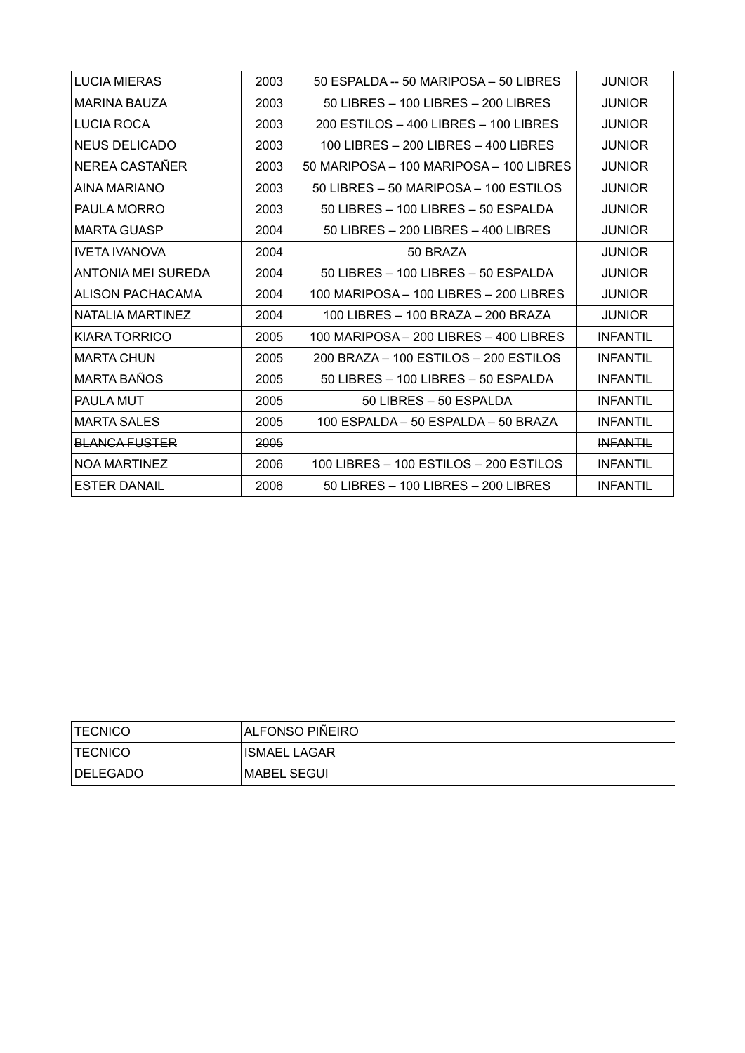| | | | |
|---|---|---|---|
| LUCIA MIERAS | 2003 | 50 ESPALDA -- 50 MARIPOSA – 50 LIBRES | JUNIOR |
| MARINA BAUZA | 2003 | 50 LIBRES – 100 LIBRES – 200 LIBRES | JUNIOR |
| LUCIA ROCA | 2003 | 200 ESTILOS – 400 LIBRES – 100 LIBRES | JUNIOR |
| NEUS DELICADO | 2003 | 100 LIBRES – 200 LIBRES – 400 LIBRES | JUNIOR |
| NEREA CASTAÑER | 2003 | 50 MARIPOSA – 100 MARIPOSA – 100 LIBRES | JUNIOR |
| AINA MARIANO | 2003 | 50 LIBRES – 50 MARIPOSA – 100 ESTILOS | JUNIOR |
| PAULA MORRO | 2003 | 50 LIBRES – 100 LIBRES – 50 ESPALDA | JUNIOR |
| MARTA GUASP | 2004 | 50 LIBRES – 200 LIBRES – 400 LIBRES | JUNIOR |
| IVETA IVANOVA | 2004 | 50 BRAZA | JUNIOR |
| ANTONIA MEI SUREDA | 2004 | 50 LIBRES – 100 LIBRES – 50 ESPALDA | JUNIOR |
| ALISON PACHACAMA | 2004 | 100 MARIPOSA – 100 LIBRES – 200 LIBRES | JUNIOR |
| NATALIA MARTINEZ | 2004 | 100 LIBRES – 100 BRAZA – 200 BRAZA | JUNIOR |
| KIARA TORRICO | 2005 | 100 MARIPOSA – 200 LIBRES – 400 LIBRES | INFANTIL |
| MARTA CHUN | 2005 | 200 BRAZA – 100 ESTILOS – 200 ESTILOS | INFANTIL |
| MARTA BAÑOS | 2005 | 50 LIBRES – 100 LIBRES – 50 ESPALDA | INFANTIL |
| PAULA MUT | 2005 | 50 LIBRES – 50 ESPALDA | INFANTIL |
| MARTA SALES | 2005 | 100 ESPALDA – 50 ESPALDA – 50 BRAZA | INFANTIL |
| ~~BLANCA FUSTER~~ | ~~2005~~ | | ~~INFANTIL~~ |
| NOA MARTINEZ | 2006 | 100 LIBRES – 100 ESTILOS – 200 ESTILOS | INFANTIL |
| ESTER DANAIL | 2006 | 50 LIBRES – 100 LIBRES – 200 LIBRES | INFANTIL |

| | |
|---|---|
| TECNICO | ALFONSO PIÑEIRO |
| TECNICO | ISMAEL LAGAR |
| DELEGADO | MABEL SEGUI |